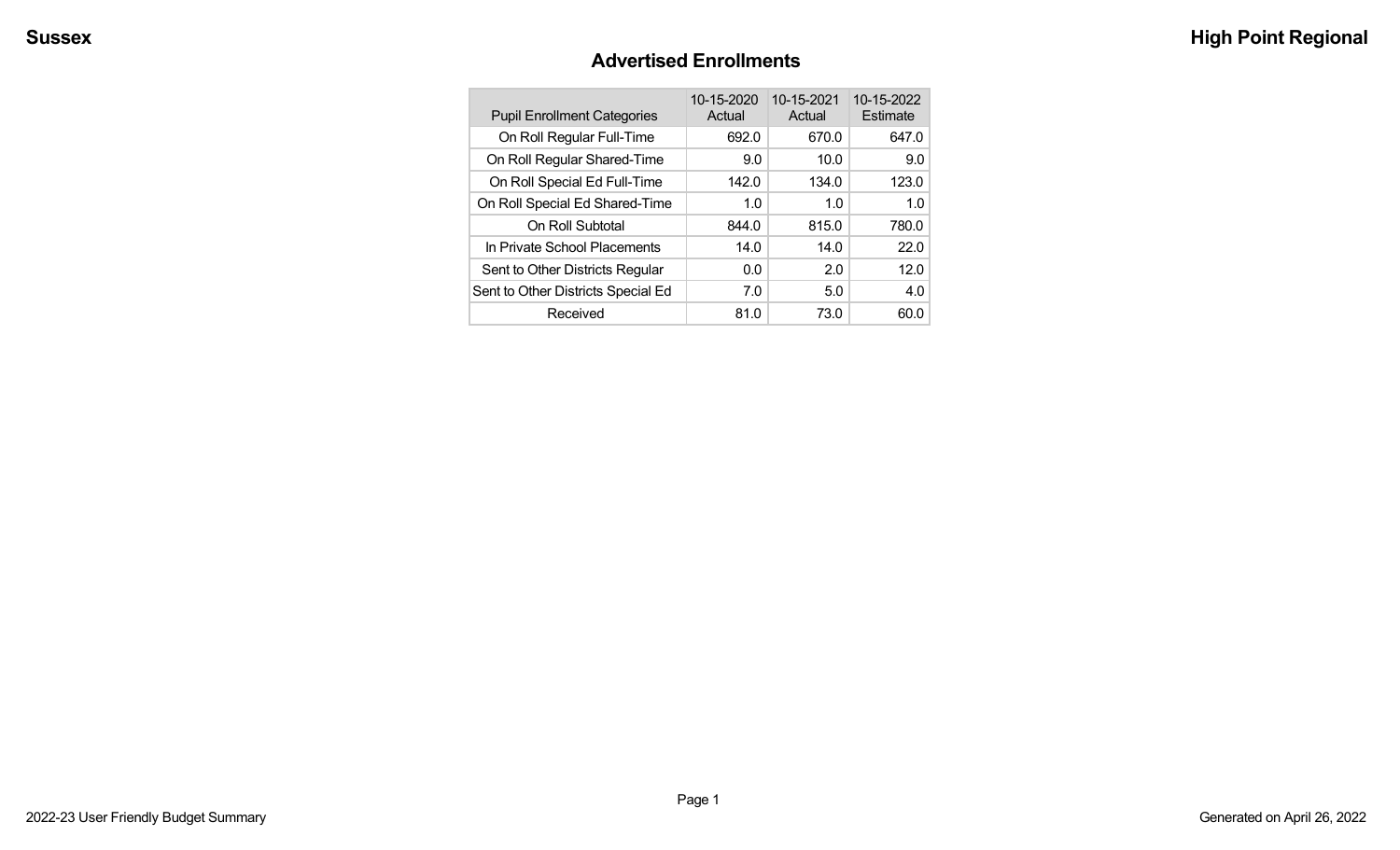# Advertised Enrollments

| Pupil Enrollment Categories | 10-15-2020 Actual | 10-15-2021 Actual | 10-15-2022 Estimate |
|---|---|---|---|
| On Roll Regular Full-Time | 692.0 | 670.0 | 647.0 |
| On Roll Regular Shared-Time | 9.0 | 10.0 | 9.0 |
| On Roll Special Ed Full-Time | 142.0 | 134.0 | 123.0 |
| On Roll Special Ed Shared-Time | 1.0 | 1.0 | 1.0 |
| On Roll Subtotal | 844.0 | 815.0 | 780.0 |
| In Private School Placements | 14.0 | 14.0 | 22.0 |
| Sent to Other Districts Regular | 0.0 | 2.0 | 12.0 |
| Sent to Other Districts Special Ed | 7.0 | 5.0 | 4.0 |
| Received | 81.0 | 73.0 | 60.0 |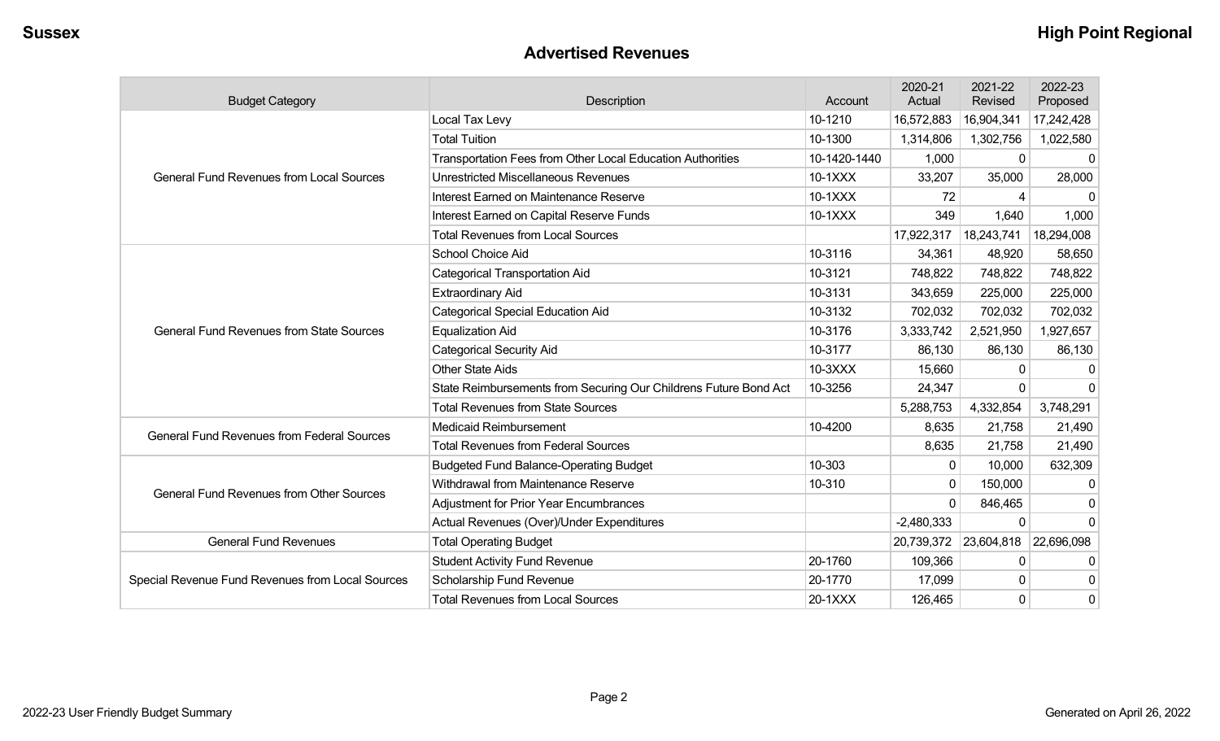## Advertised Revenues

| Budget Category | Description | Account | 2020-21 Actual | 2021-22 Revised | 2022-23 Proposed |
|---|---|---|---|---|---|
| General Fund Revenues from Local Sources | Local Tax Levy | 10-1210 | 16,572,883 | 16,904,341 | 17,242,428 |
| | Total Tuition | 10-1300 | 1,314,806 | 1,302,756 | 1,022,580 |
| | Transportation Fees from Other Local Education Authorities | 10-1420-1440 | 1,000 | 0 | 0 |
| | Unrestricted Miscellaneous Revenues | 10-1XXX | 33,207 | 35,000 | 28,000 |
| | Interest Earned on Maintenance Reserve | 10-1XXX | 72 | 4 | 0 |
| | Interest Earned on Capital Reserve Funds | 10-1XXX | 349 | 1,640 | 1,000 |
| | Total Revenues from Local Sources | | 17,922,317 | 18,243,741 | 18,294,008 |
| General Fund Revenues from State Sources | School Choice Aid | 10-3116 | 34,361 | 48,920 | 58,650 |
| | Categorical Transportation Aid | 10-3121 | 748,822 | 748,822 | 748,822 |
| | Extraordinary Aid | 10-3131 | 343,659 | 225,000 | 225,000 |
| | Categorical Special Education Aid | 10-3132 | 702,032 | 702,032 | 702,032 |
| | Equalization Aid | 10-3176 | 3,333,742 | 2,521,950 | 1,927,657 |
| | Categorical Security Aid | 10-3177 | 86,130 | 86,130 | 86,130 |
| | Other State Aids | 10-3XXX | 15,660 | 0 | 0 |
| | State Reimbursements from Securing Our Childrens Future Bond Act | 10-3256 | 24,347 | 0 | 0 |
| | Total Revenues from State Sources | | 5,288,753 | 4,332,854 | 3,748,291 |
| General Fund Revenues from Federal Sources | Medicaid Reimbursement | 10-4200 | 8,635 | 21,758 | 21,490 |
| | Total Revenues from Federal Sources | | 8,635 | 21,758 | 21,490 |
| General Fund Revenues from Other Sources | Budgeted Fund Balance-Operating Budget | 10-303 | 0 | 10,000 | 632,309 |
| | Withdrawal from Maintenance Reserve | 10-310 | 0 | 150,000 | 0 |
| | Adjustment for Prior Year Encumbrances | | 0 | 846,465 | 0 |
| | Actual Revenues (Over)/Under Expenditures | | -2,480,333 | 0 | 0 |
| General Fund Revenues | Total Operating Budget | | 20,739,372 | 23,604,818 | 22,696,098 |
| Special Revenue Fund Revenues from Local Sources | Student Activity Fund Revenue | 20-1760 | 109,366 | 0 | 0 |
| | Scholarship Fund Revenue | 20-1770 | 17,099 | 0 | 0 |
| | Total Revenues from Local Sources | 20-1XXX | 126,465 | 0 | 0 |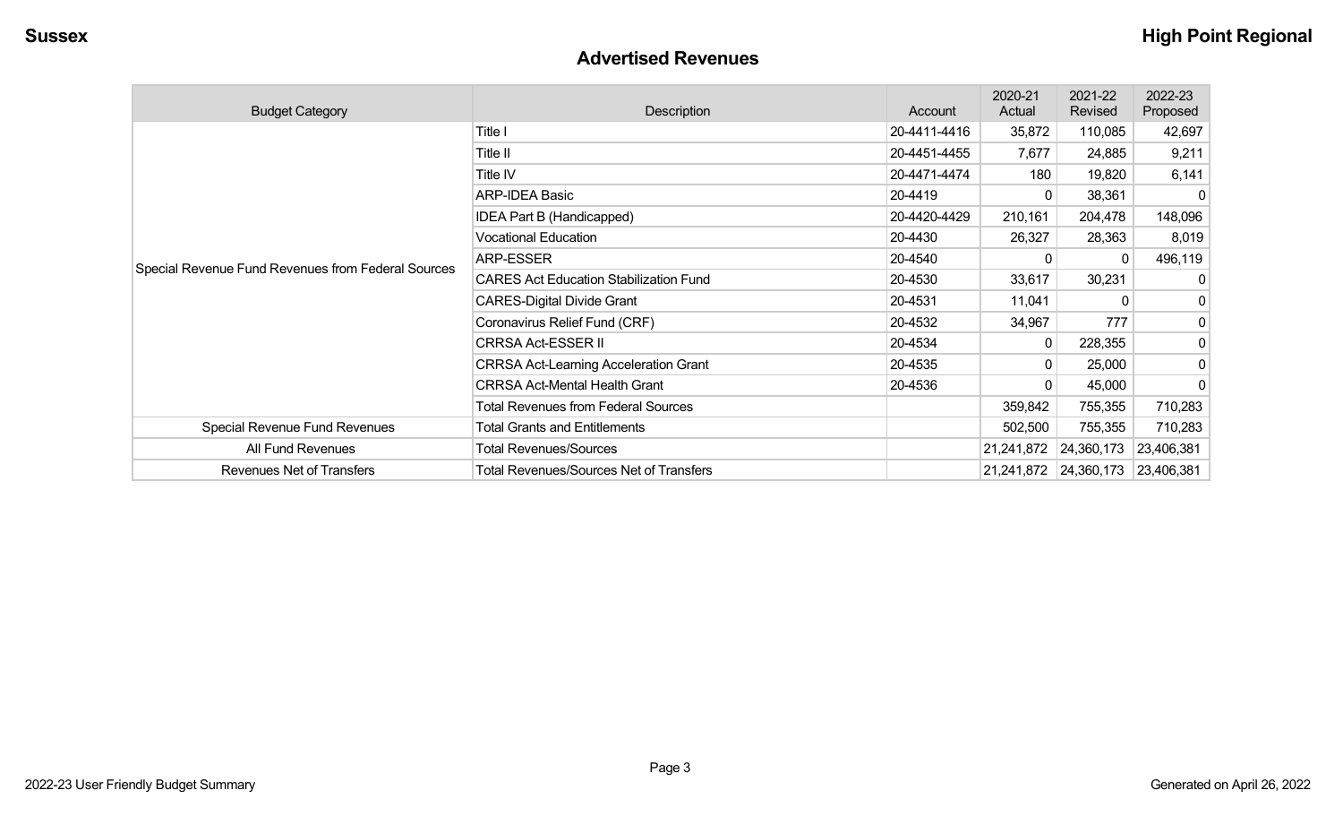## Advertised Revenues

| Budget Category | Description | Account | 2020-21 Actual | 2021-22 Revised | 2022-23 Proposed |
|---|---|---|---|---|---|
| Special Revenue Fund Revenues from Federal Sources | Title I | 20-4411-4416 | 35,872 | 110,085 | 42,697 |
| | Title II | 20-4451-4455 | 7,677 | 24,885 | 9,211 |
| | Title IV | 20-4471-4474 | 180 | 19,820 | 6,141 |
| | ARP-IDEA Basic | 20-4419 | 0 | 38,361 | 0 |
| | IDEA Part B (Handicapped) | 20-4420-4429 | 210,161 | 204,478 | 148,096 |
| | Vocational Education | 20-4430 | 26,327 | 28,363 | 8,019 |
| | ARP-ESSER | 20-4540 | 0 | 0 | 496,119 |
| | CARES Act Education Stabilization Fund | 20-4530 | 33,617 | 30,231 | 0 |
| | CARES-Digital Divide Grant | 20-4531 | 11,041 | 0 | 0 |
| | Coronavirus Relief Fund (CRF) | 20-4532 | 34,967 | 777 | 0 |
| | CRRSA Act-ESSER II | 20-4534 | 0 | 228,355 | 0 |
| | CRRSA Act-Learning Acceleration Grant | 20-4535 | 0 | 25,000 | 0 |
| | CRRSA Act-Mental Health Grant | 20-4536 | 0 | 45,000 | 0 |
| | Total Revenues from Federal Sources | | 359,842 | 755,355 | 710,283 |
| Special Revenue Fund Revenues | Total Grants and Entitlements | | 502,500 | 755,355 | 710,283 |
| All Fund Revenues | Total Revenues/Sources | | 21,241,872 | 24,360,173 | 23,406,381 |
| Revenues Net of Transfers | Total Revenues/Sources Net of Transfers | | 21,241,872 | 24,360,173 | 23,406,381 |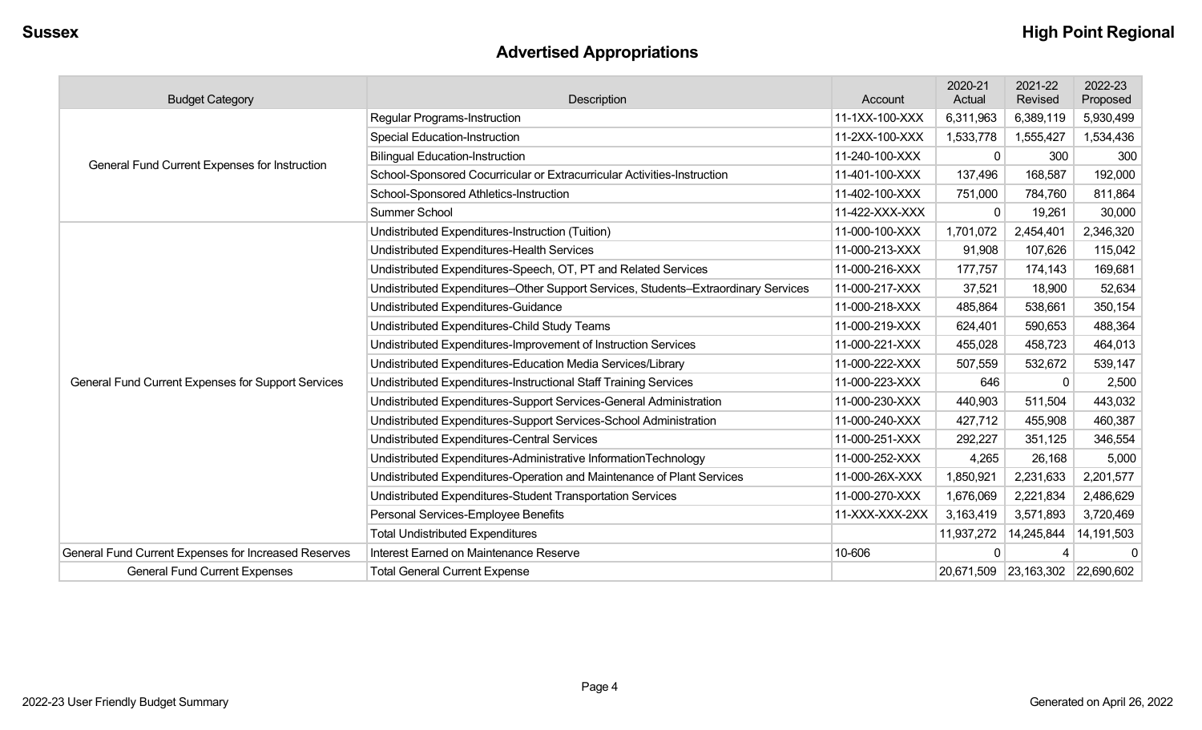# Advertised Appropriations

| Budget Category | Description | Account | 2020-21 Actual | 2021-22 Revised | 2022-23 Proposed |
|---|---|---|---|---|---|
| General Fund Current Expenses for Instruction | Regular Programs-Instruction | 11-1XX-100-XXX | 6,311,963 | 6,389,119 | 5,930,499 |
| | Special Education-Instruction | 11-2XX-100-XXX | 1,533,778 | 1,555,427 | 1,534,436 |
| | Bilingual Education-Instruction | 11-240-100-XXX | 0 | 300 | 300 |
| | School-Sponsored Cocurricular or Extracurricular Activities-Instruction | 11-401-100-XXX | 137,496 | 168,587 | 192,000 |
| | School-Sponsored Athletics-Instruction | 11-402-100-XXX | 751,000 | 784,760 | 811,864 |
| | Summer School | 11-422-XXX-XXX | 0 | 19,261 | 30,000 |
| General Fund Current Expenses for Support Services | Undistributed Expenditures-Instruction (Tuition) | 11-000-100-XXX | 1,701,072 | 2,454,401 | 2,346,320 |
| | Undistributed Expenditures-Health Services | 11-000-213-XXX | 91,908 | 107,626 | 115,042 |
| | Undistributed Expenditures-Speech, OT, PT and Related Services | 11-000-216-XXX | 177,757 | 174,143 | 169,681 |
| | Undistributed Expenditures–Other Support Services, Students–Extraordinary Services | 11-000-217-XXX | 37,521 | 18,900 | 52,634 |
| | Undistributed Expenditures-Guidance | 11-000-218-XXX | 485,864 | 538,661 | 350,154 |
| | Undistributed Expenditures-Child Study Teams | 11-000-219-XXX | 624,401 | 590,653 | 488,364 |
| | Undistributed Expenditures-Improvement of Instruction Services | 11-000-221-XXX | 455,028 | 458,723 | 464,013 |
| | Undistributed Expenditures-Education Media Services/Library | 11-000-222-XXX | 507,559 | 532,672 | 539,147 |
| | Undistributed Expenditures-Instructional Staff Training Services | 11-000-223-XXX | 646 | 0 | 2,500 |
| | Undistributed Expenditures-Support Services-General Administration | 11-000-230-XXX | 440,903 | 511,504 | 443,032 |
| | Undistributed Expenditures-Support Services-School Administration | 11-000-240-XXX | 427,712 | 455,908 | 460,387 |
| | Undistributed Expenditures-Central Services | 11-000-251-XXX | 292,227 | 351,125 | 346,554 |
| | Undistributed Expenditures-Administrative InformationTechnology | 11-000-252-XXX | 4,265 | 26,168 | 5,000 |
| | Undistributed Expenditures-Operation and Maintenance of Plant Services | 11-000-26X-XXX | 1,850,921 | 2,231,633 | 2,201,577 |
| | Undistributed Expenditures-Student Transportation Services | 11-000-270-XXX | 1,676,069 | 2,221,834 | 2,486,629 |
| | Personal Services-Employee Benefits | 11-XXX-XXX-2XX | 3,163,419 | 3,571,893 | 3,720,469 |
| | Total Undistributed Expenditures | | 11,937,272 | 14,245,844 | 14,191,503 |
| General Fund Current Expenses for Increased Reserves | Interest Earned on Maintenance Reserve | 10-606 | 0 | 4 | 0 |
| General Fund Current Expenses | Total General Current Expense | | 20,671,509 | 23,163,302 | 22,690,602 |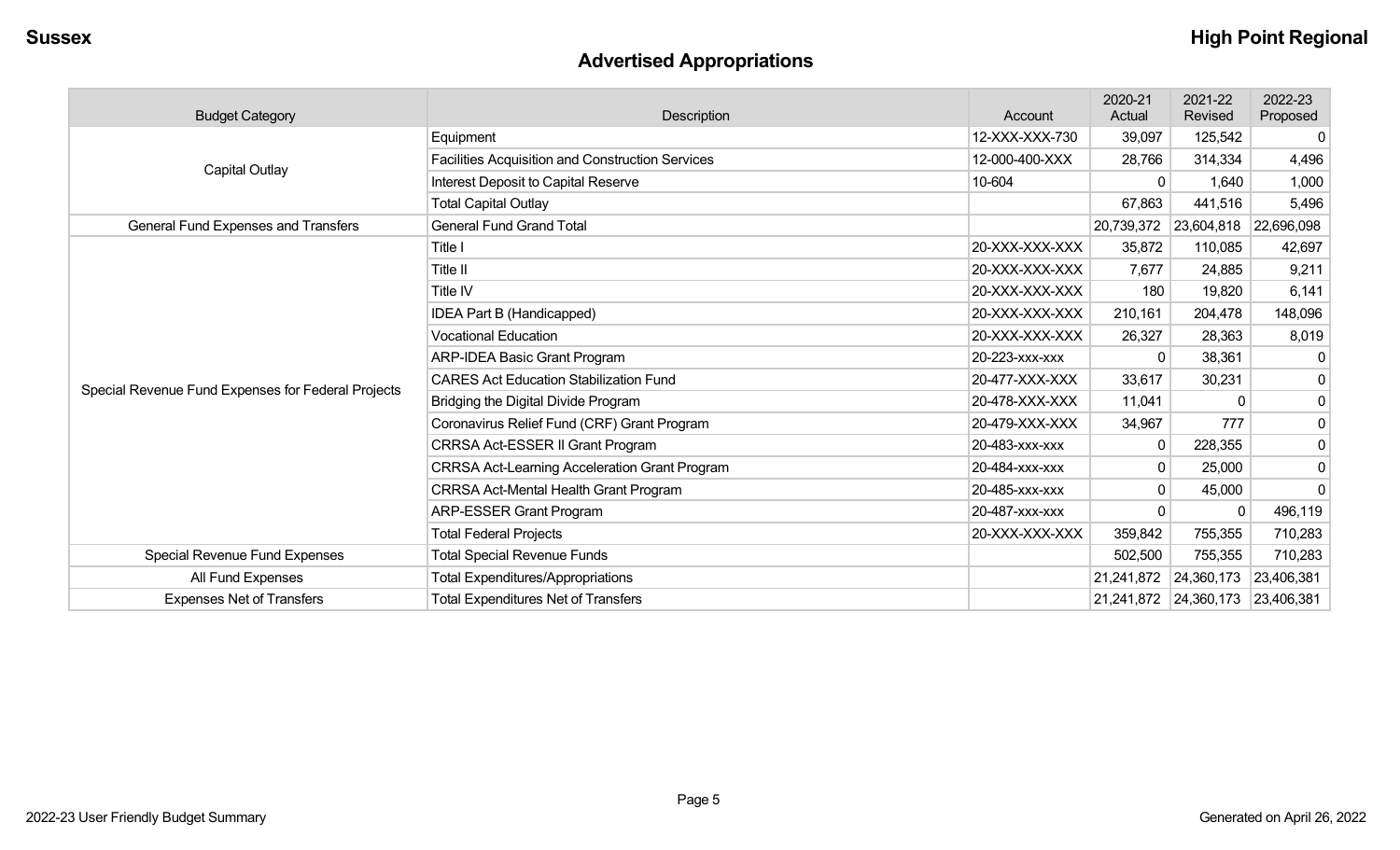# Advertised Appropriations

| Budget Category | Description | Account | 2020-21 Actual | 2021-22 Revised | 2022-23 Proposed |
|---|---|---|---|---|---|
| Capital Outlay | Equipment | 12-XXX-XXX-730 | 39,097 | 125,542 | 0 |
| | Facilities Acquisition and Construction Services | 12-000-400-XXX | 28,766 | 314,334 | 4,496 |
| | Interest Deposit to Capital Reserve | 10-604 | 0 | 1,640 | 1,000 |
| | Total Capital Outlay | | 67,863 | 441,516 | 5,496 |
| General Fund Expenses and Transfers | General Fund Grand Total | | 20,739,372 | 23,604,818 | 22,696,098 |
| Special Revenue Fund Expenses for Federal Projects | Title I | 20-XXX-XXX-XXX | 35,872 | 110,085 | 42,697 |
| | Title II | 20-XXX-XXX-XXX | 7,677 | 24,885 | 9,211 |
| | Title IV | 20-XXX-XXX-XXX | 180 | 19,820 | 6,141 |
| | IDEA Part B (Handicapped) | 20-XXX-XXX-XXX | 210,161 | 204,478 | 148,096 |
| | Vocational Education | 20-XXX-XXX-XXX | 26,327 | 28,363 | 8,019 |
| | ARP-IDEA Basic Grant Program | 20-223-xxx-xxx | 0 | 38,361 | 0 |
| | CARES Act Education Stabilization Fund | 20-477-XXX-XXX | 33,617 | 30,231 | 0 |
| | Bridging the Digital Divide Program | 20-478-XXX-XXX | 11,041 | 0 | 0 |
| | Coronavirus Relief Fund (CRF) Grant Program | 20-479-XXX-XXX | 34,967 | 777 | 0 |
| | CRRSA Act-ESSER II Grant Program | 20-483-xxx-xxx | 0 | 228,355 | 0 |
| | CRRSA Act-Learning Acceleration Grant Program | 20-484-xxx-xxx | 0 | 25,000 | 0 |
| | CRRSA Act-Mental Health Grant Program | 20-485-xxx-xxx | 0 | 45,000 | 0 |
| | ARP-ESSER Grant Program | 20-487-xxx-xxx | 0 | 0 | 496,119 |
| | Total Federal Projects | 20-XXX-XXX-XXX | 359,842 | 755,355 | 710,283 |
| Special Revenue Fund Expenses | Total Special Revenue Funds | | 502,500 | 755,355 | 710,283 |
| All Fund Expenses | Total Expenditures/Appropriations | | 21,241,872 | 24,360,173 | 23,406,381 |
| Expenses Net of Transfers | Total Expenditures Net of Transfers | | 21,241,872 | 24,360,173 | 23,406,381 |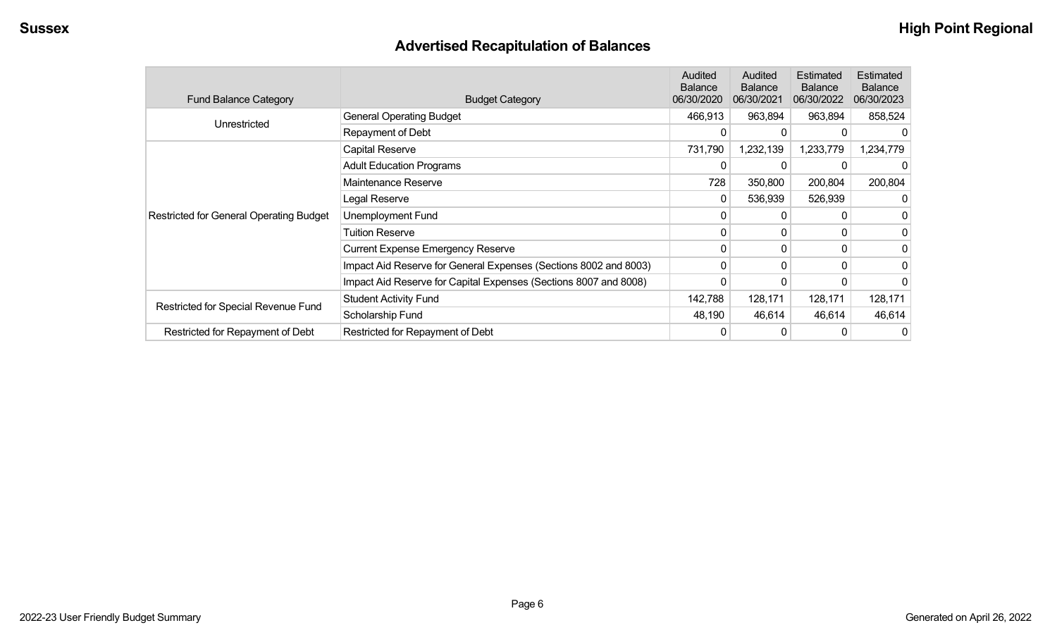## Advertised Recapitulation of Balances

| Fund Balance Category | Budget Category | Audited Balance 06/30/2020 | Audited Balance 06/30/2021 | Estimated Balance 06/30/2022 | Estimated Balance 06/30/2023 |
|---|---|---|---|---|---|
| Unrestricted | General Operating Budget | 466,913 | 963,894 | 963,894 | 858,524 |
| | Repayment of Debt | 0 | 0 | 0 | 0 |
| Restricted for General Operating Budget | Capital Reserve | 731,790 | 1,232,139 | 1,233,779 | 1,234,779 |
| | Adult Education Programs | 0 | 0 | 0 | 0 |
| | Maintenance Reserve | 728 | 350,800 | 200,804 | 200,804 |
| | Legal Reserve | 0 | 536,939 | 526,939 | 0 |
| | Unemployment Fund | 0 | 0 | 0 | 0 |
| | Tuition Reserve | 0 | 0 | 0 | 0 |
| | Current Expense Emergency Reserve | 0 | 0 | 0 | 0 |
| | Impact Aid Reserve for General Expenses (Sections 8002 and 8003) | 0 | 0 | 0 | 0 |
| | Impact Aid Reserve for Capital Expenses (Sections 8007 and 8008) | 0 | 0 | 0 | 0 |
| Restricted for Special Revenue Fund | Student Activity Fund | 142,788 | 128,171 | 128,171 | 128,171 |
| | Scholarship Fund | 48,190 | 46,614 | 46,614 | 46,614 |
| Restricted for Repayment of Debt | Restricted for Repayment of Debt | 0 | 0 | 0 | 0 |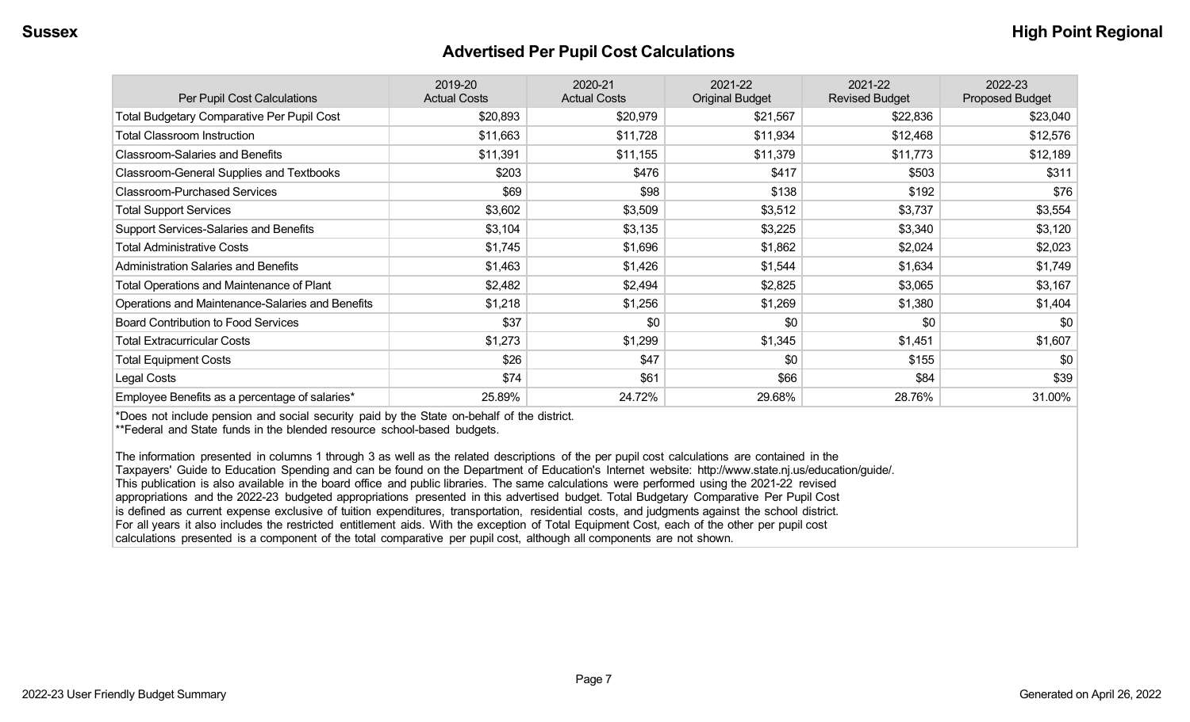Sussex **High Point Regional**

## Advertised Per Pupil Cost Calculations

| Per Pupil Cost Calculations | 2019-20 Actual Costs | 2020-21 Actual Costs | 2021-22 Original Budget | 2021-22 Revised Budget | 2022-23 Proposed Budget |
|---|---|---|---|---|---|
| Total Budgetary Comparative Per Pupil Cost | $20,893 | $20,979 | $21,567 | $22,836 | $23,040 |
| Total Classroom Instruction | $11,663 | $11,728 | $11,934 | $12,468 | $12,576 |
| Classroom-Salaries and Benefits | $11,391 | $11,155 | $11,379 | $11,773 | $12,189 |
| Classroom-General Supplies and Textbooks | $203 | $476 | $417 | $503 | $311 |
| Classroom-Purchased Services | $69 | $98 | $138 | $192 | $76 |
| Total Support Services | $3,602 | $3,509 | $3,512 | $3,737 | $3,554 |
| Support Services-Salaries and Benefits | $3,104 | $3,135 | $3,225 | $3,340 | $3,120 |
| Total Administrative Costs | $1,745 | $1,696 | $1,862 | $2,024 | $2,023 |
| Administration Salaries and Benefits | $1,463 | $1,426 | $1,544 | $1,634 | $1,749 |
| Total Operations and Maintenance of Plant | $2,482 | $2,494 | $2,825 | $3,065 | $3,167 |
| Operations and Maintenance-Salaries and Benefits | $1,218 | $1,256 | $1,269 | $1,380 | $1,404 |
| Board Contribution to Food Services | $37 | $0 | $0 | $0 | $0 |
| Total Extracurricular Costs | $1,273 | $1,299 | $1,345 | $1,451 | $1,607 |
| Total Equipment Costs | $26 | $47 | $0 | $155 | $0 |
| Legal Costs | $74 | $61 | $66 | $84 | $39 |
| Employee Benefits as a percentage of salaries* | 25.89% | 24.72% | 29.68% | 28.76% | 31.00% |

*Does not include pension and social security paid by the State on-behalf of the district.
**Federal and State funds in the blended resource school-based budgets.

The information presented in columns 1 through 3 as well as the related descriptions of the per pupil cost calculations are contained in the Taxpayers' Guide to Education Spending and can be found on the Department of Education's Internet website: http://www.state.nj.us/education/guide/. This publication is also available in the board office and public libraries. The same calculations were performed using the 2021-22 revised appropriations and the 2022-23 budgeted appropriations presented in this advertised budget. Total Budgetary Comparative Per Pupil Cost is defined as current expense exclusive of tuition expenditures, transportation, residential costs, and judgments against the school district. For all years it also includes the restricted entitlement aids. With the exception of Total Equipment Cost, each of the other per pupil cost calculations presented is a component of the total comparative per pupil cost, although all components are not shown.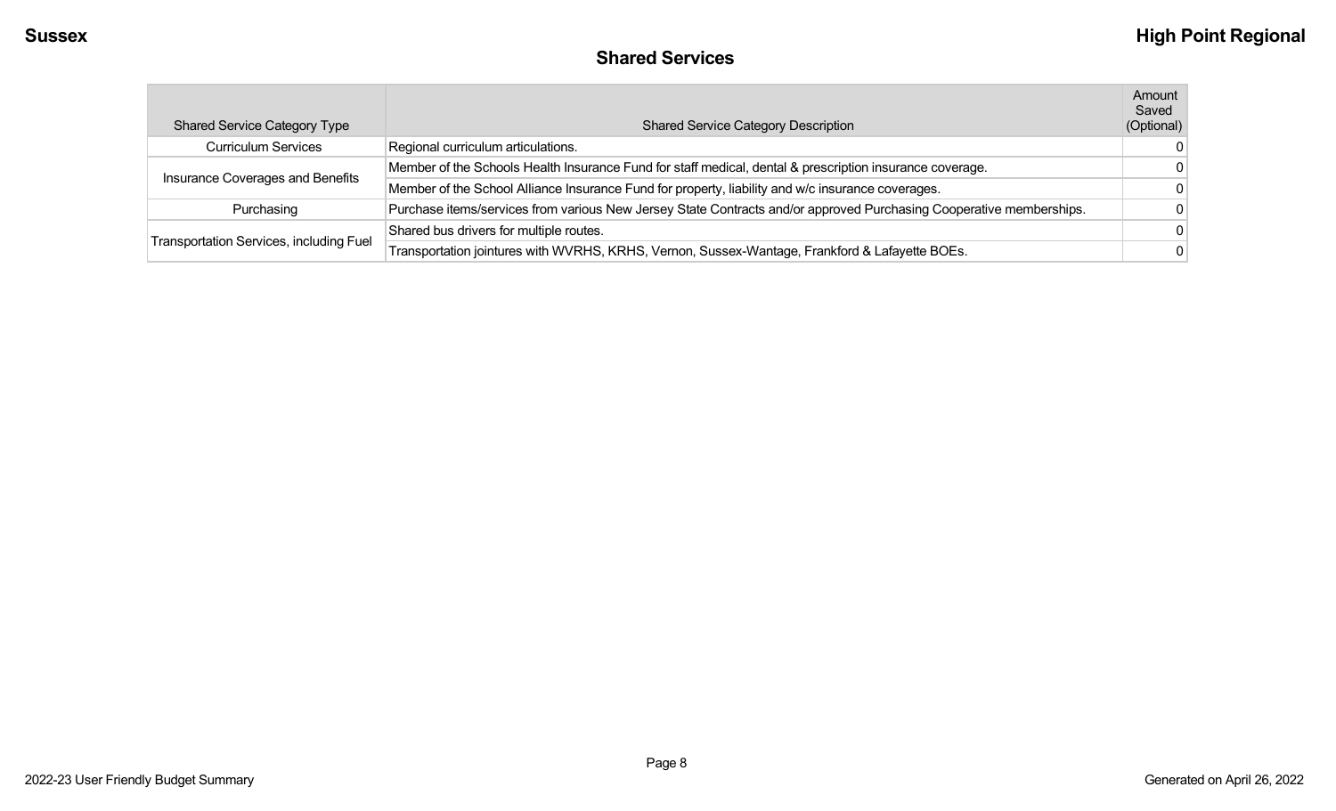## Shared Services

| Shared Service Category Type | Shared Service Category Description | Amount Saved (Optional) |
|---|---|---|
| Curriculum Services | Regional curriculum articulations. | 0 |
| Insurance Coverages and Benefits | Member of the Schools Health Insurance Fund for staff medical, dental & prescription insurance coverage. | 0 |
| | Member of the School Alliance Insurance Fund for property, liability and w/c insurance coverages. | 0 |
| Purchasing | Purchase items/services from various New Jersey State Contracts and/or approved Purchasing Cooperative memberships. | 0 |
| Transportation Services, including Fuel | Shared bus drivers for multiple routes. | 0 |
| | Transportation jointures with WVRHS, KRHS, Vernon, Sussex-Wantage, Frankford & Lafayette BOEs. | 0 |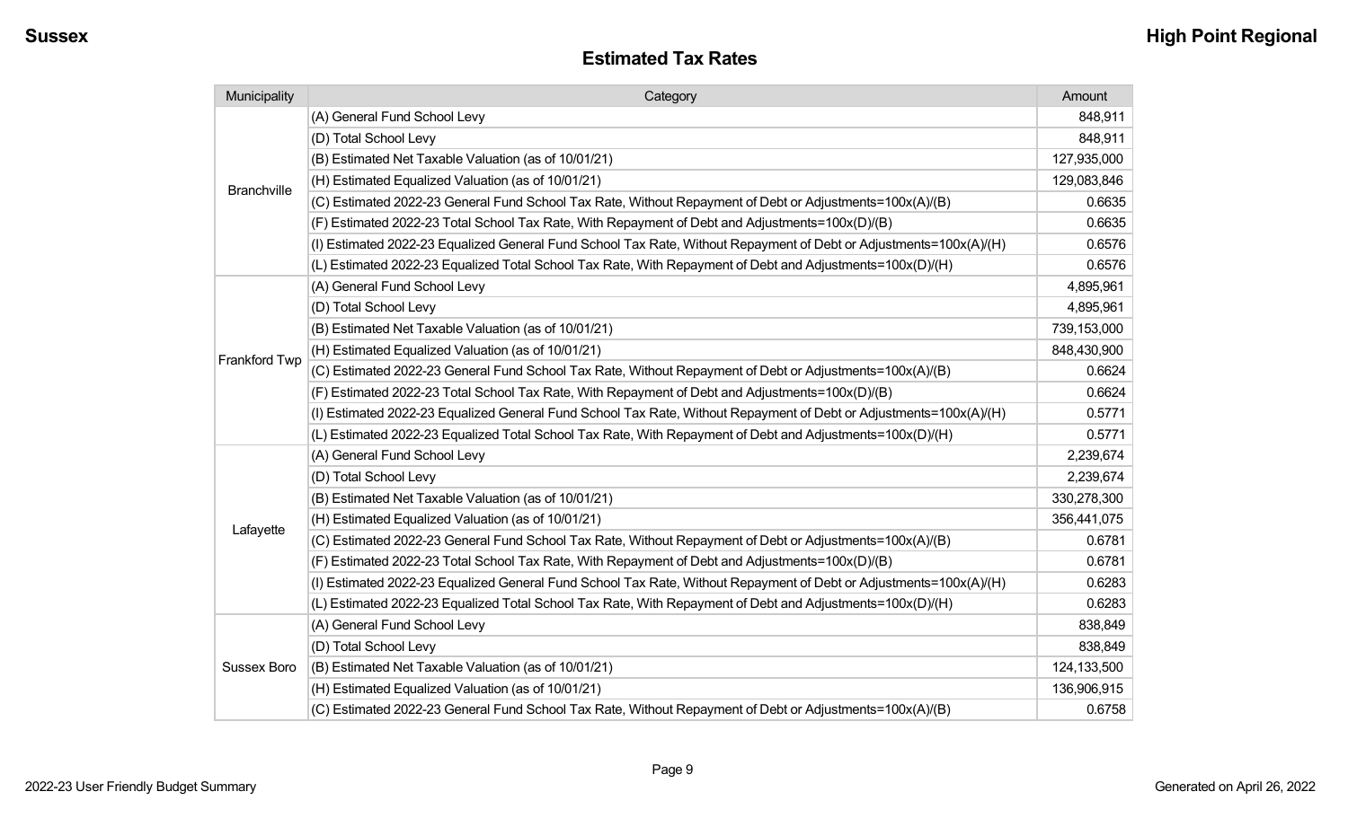## Estimated Tax Rates

| Municipality | Category | Amount |
|---|---|---|
| Branchville | (A) General Fund School Levy | 848,911 |
| | (D) Total School Levy | 848,911 |
| | (B) Estimated Net Taxable Valuation (as of 10/01/21) | 127,935,000 |
| | (H) Estimated Equalized Valuation (as of 10/01/21) | 129,083,846 |
| | (C) Estimated 2022-23 General Fund School Tax Rate, Without Repayment of Debt or Adjustments=100x(A)/(B) | 0.6635 |
| | (F) Estimated 2022-23 Total School Tax Rate, With Repayment of Debt and Adjustments=100x(D)/(B) | 0.6635 |
| | (I) Estimated 2022-23 Equalized General Fund School Tax Rate, Without Repayment of Debt or Adjustments=100x(A)/(H) | 0.6576 |
| | (L) Estimated 2022-23 Equalized Total School Tax Rate, With Repayment of Debt and Adjustments=100x(D)/(H) | 0.6576 |
| Frankford Twp | (A) General Fund School Levy | 4,895,961 |
| | (D) Total School Levy | 4,895,961 |
| | (B) Estimated Net Taxable Valuation (as of 10/01/21) | 739,153,000 |
| | (H) Estimated Equalized Valuation (as of 10/01/21) | 848,430,900 |
| | (C) Estimated 2022-23 General Fund School Tax Rate, Without Repayment of Debt or Adjustments=100x(A)/(B) | 0.6624 |
| | (F) Estimated 2022-23 Total School Tax Rate, With Repayment of Debt and Adjustments=100x(D)/(B) | 0.6624 |
| | (I) Estimated 2022-23 Equalized General Fund School Tax Rate, Without Repayment of Debt or Adjustments=100x(A)/(H) | 0.5771 |
| | (L) Estimated 2022-23 Equalized Total School Tax Rate, With Repayment of Debt and Adjustments=100x(D)/(H) | 0.5771 |
| Lafayette | (A) General Fund School Levy | 2,239,674 |
| | (D) Total School Levy | 2,239,674 |
| | (B) Estimated Net Taxable Valuation (as of 10/01/21) | 330,278,300 |
| | (H) Estimated Equalized Valuation (as of 10/01/21) | 356,441,075 |
| | (C) Estimated 2022-23 General Fund School Tax Rate, Without Repayment of Debt or Adjustments=100x(A)/(B) | 0.6781 |
| | (F) Estimated 2022-23 Total School Tax Rate, With Repayment of Debt and Adjustments=100x(D)/(B) | 0.6781 |
| | (I) Estimated 2022-23 Equalized General Fund School Tax Rate, Without Repayment of Debt or Adjustments=100x(A)/(H) | 0.6283 |
| | (L) Estimated 2022-23 Equalized Total School Tax Rate, With Repayment of Debt and Adjustments=100x(D)/(H) | 0.6283 |
| Sussex Boro | (A) General Fund School Levy | 838,849 |
| | (D) Total School Levy | 838,849 |
| | (B) Estimated Net Taxable Valuation (as of 10/01/21) | 124,133,500 |
| | (H) Estimated Equalized Valuation (as of 10/01/21) | 136,906,915 |
| | (C) Estimated 2022-23 General Fund School Tax Rate, Without Repayment of Debt or Adjustments=100x(A)/(B) | 0.6758 |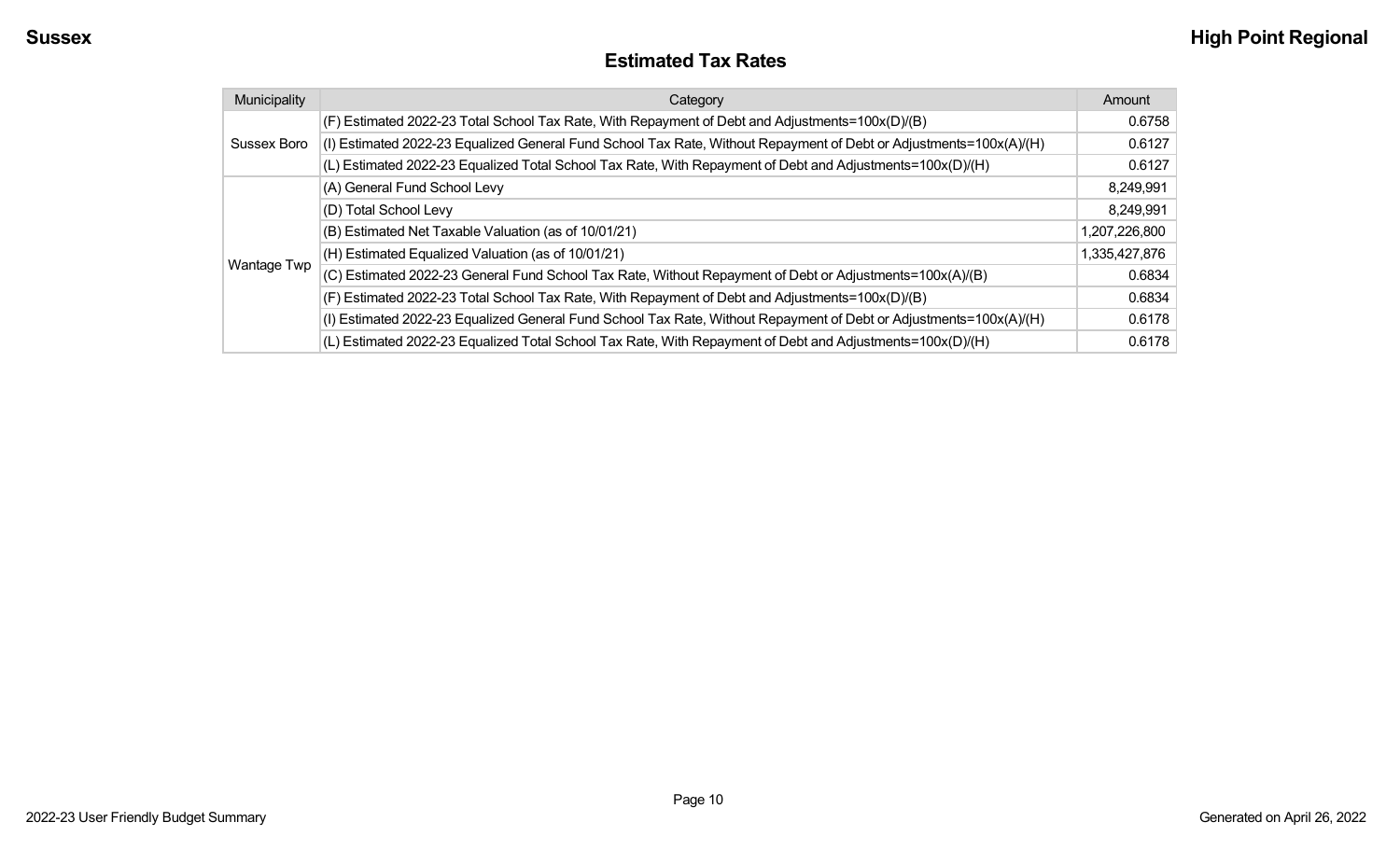## Estimated Tax Rates

| Municipality | Category | Amount |
| --- | --- | --- |
| Sussex Boro | (F) Estimated 2022-23 Total School Tax Rate, With Repayment of Debt and Adjustments=100x(D)/(B) | 0.6758 |
| | (I) Estimated 2022-23 Equalized General Fund School Tax Rate, Without Repayment of Debt or Adjustments=100x(A)/(H) | 0.6127 |
| | (L) Estimated 2022-23 Equalized Total School Tax Rate, With Repayment of Debt and Adjustments=100x(D)/(H) | 0.6127 |
| Wantage Twp | (A) General Fund School Levy | 8,249,991 |
| | (D) Total School Levy | 8,249,991 |
| | (B) Estimated Net Taxable Valuation (as of 10/01/21) | 1,207,226,800 |
| | (H) Estimated Equalized Valuation (as of 10/01/21) | 1,335,427,876 |
| | (C) Estimated 2022-23 General Fund School Tax Rate, Without Repayment of Debt or Adjustments=100x(A)/(B) | 0.6834 |
| | (F) Estimated 2022-23 Total School Tax Rate, With Repayment of Debt and Adjustments=100x(D)/(B) | 0.6834 |
| | (I) Estimated 2022-23 Equalized General Fund School Tax Rate, Without Repayment of Debt or Adjustments=100x(A)/(H) | 0.6178 |
| | (L) Estimated 2022-23 Equalized Total School Tax Rate, With Repayment of Debt and Adjustments=100x(D)/(H) | 0.6178 |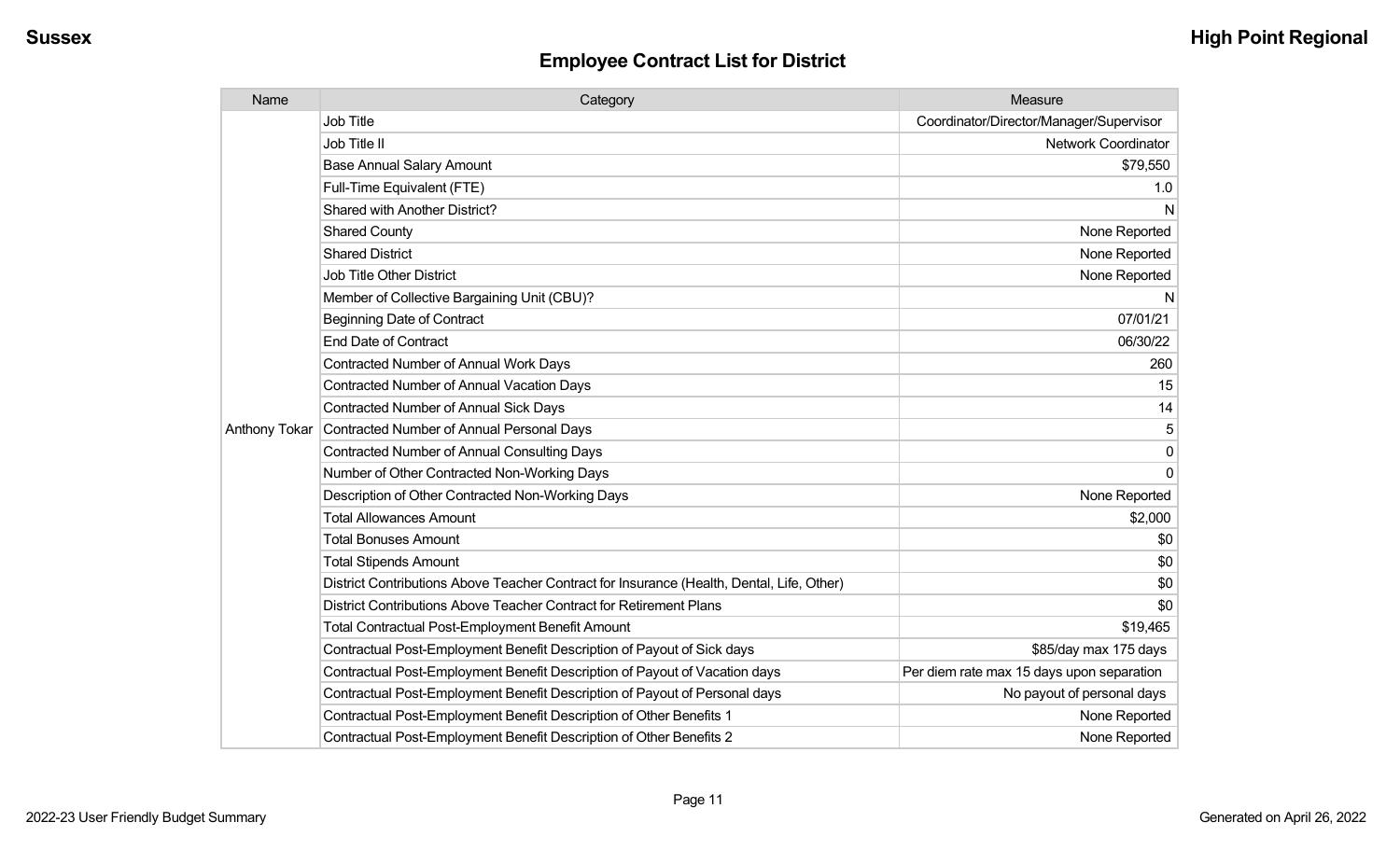## Employee Contract List for District

| Name | Category | Measure |
| --- | --- | --- |
| Anthony Tokar | Job Title | Coordinator/Director/Manager/Supervisor |
| | Job Title II | Network Coordinator |
| | Base Annual Salary Amount | $79,550 |
| | Full-Time Equivalent (FTE) | 1.0 |
| | Shared with Another District? | N |
| | Shared County | None Reported |
| | Shared District | None Reported |
| | Job Title Other District | None Reported |
| | Member of Collective Bargaining Unit (CBU)? | N |
| | Beginning Date of Contract | 07/01/21 |
| | End Date of Contract | 06/30/22 |
| | Contracted Number of Annual Work Days | 260 |
| | Contracted Number of Annual Vacation Days | 15 |
| | Contracted Number of Annual Sick Days | 14 |
| | Contracted Number of Annual Personal Days | 5 |
| | Contracted Number of Annual Consulting Days | 0 |
| | Number of Other Contracted Non-Working Days | 0 |
| | Description of Other Contracted Non-Working Days | None Reported |
| | Total Allowances Amount | $2,000 |
| | Total Bonuses Amount | $0 |
| | Total Stipends Amount | $0 |
| | District Contributions Above Teacher Contract for Insurance (Health, Dental, Life, Other) | $0 |
| | District Contributions Above Teacher Contract for Retirement Plans | $0 |
| | Total Contractual Post-Employment Benefit Amount | $19,465 |
| | Contractual Post-Employment Benefit Description of Payout of Sick days | $85/day max 175 days |
| | Contractual Post-Employment Benefit Description of Payout of Vacation days | Per diem rate max 15 days upon separation |
| | Contractual Post-Employment Benefit Description of Payout of Personal days | No payout of personal days |
| | Contractual Post-Employment Benefit Description of Other Benefits 1 | None Reported |
| | Contractual Post-Employment Benefit Description of Other Benefits 2 | None Reported |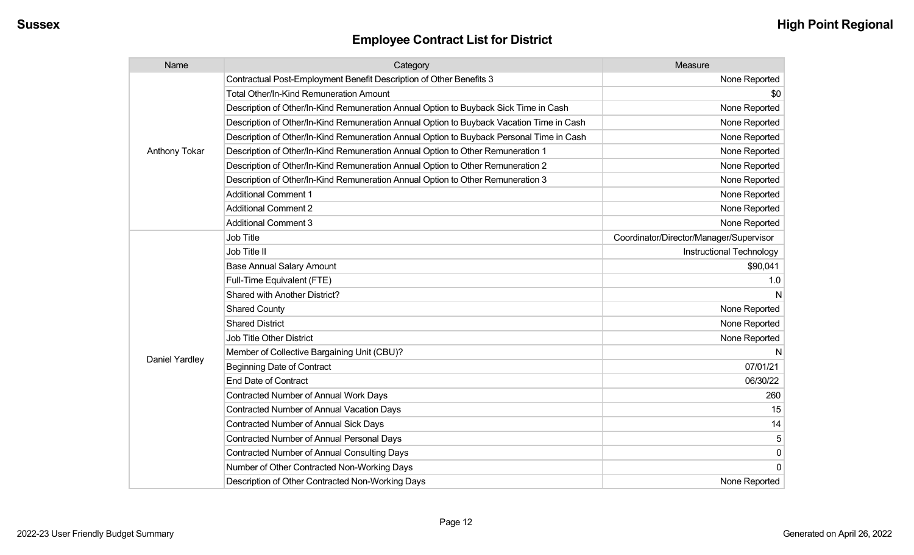## Employee Contract List for District

| Name | Category | Measure |
|---|---|---|
| Anthony Tokar | Contractual Post-Employment Benefit Description of Other Benefits 3 | None Reported |
| | Total Other/In-Kind Remuneration Amount | $0 |
| | Description of Other/In-Kind Remuneration Annual Option to Buyback Sick Time in Cash | None Reported |
| | Description of Other/In-Kind Remuneration Annual Option to Buyback Vacation Time in Cash | None Reported |
| | Description of Other/In-Kind Remuneration Annual Option to Buyback Personal Time in Cash | None Reported |
| | Description of Other/In-Kind Remuneration Annual Option to Other Remuneration 1 | None Reported |
| | Description of Other/In-Kind Remuneration Annual Option to Other Remuneration 2 | None Reported |
| | Description of Other/In-Kind Remuneration Annual Option to Other Remuneration 3 | None Reported |
| | Additional Comment 1 | None Reported |
| | Additional Comment 2 | None Reported |
| | Additional Comment 3 | None Reported |
| Daniel Yardley | Job Title | Coordinator/Director/Manager/Supervisor |
| | Job Title II | Instructional Technology |
| | Base Annual Salary Amount | $90,041 |
| | Full-Time Equivalent (FTE) | 1.0 |
| | Shared with Another District? | N |
| | Shared County | None Reported |
| | Shared District | None Reported |
| | Job Title Other District | None Reported |
| | Member of Collective Bargaining Unit (CBU)? | N |
| | Beginning Date of Contract | 07/01/21 |
| | End Date of Contract | 06/30/22 |
| | Contracted Number of Annual Work Days | 260 |
| | Contracted Number of Annual Vacation Days | 15 |
| | Contracted Number of Annual Sick Days | 14 |
| | Contracted Number of Annual Personal Days | 5 |
| | Contracted Number of Annual Consulting Days | 0 |
| | Number of Other Contracted Non-Working Days | 0 |
| | Description of Other Contracted Non-Working Days | None Reported |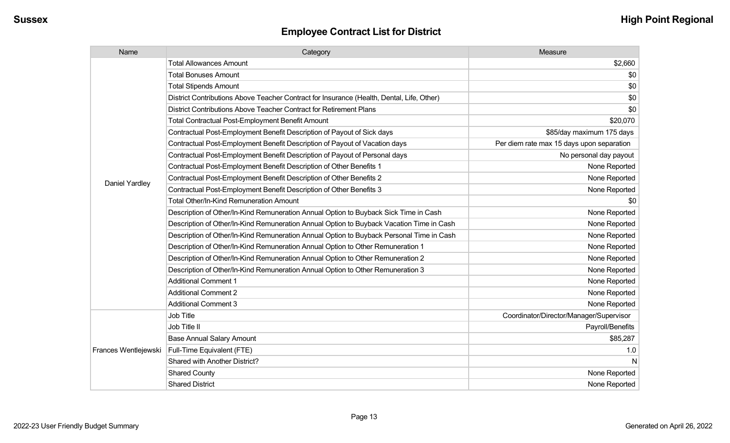## Employee Contract List for District

| Name | Category | Measure |
|---|---|---|
| Daniel Yardley | Total Allowances Amount | $2,660 |
| | Total Bonuses Amount | $0 |
| | Total Stipends Amount | $0 |
| | District Contributions Above Teacher Contract for Insurance (Health, Dental, Life, Other) | $0 |
| | District Contributions Above Teacher Contract for Retirement Plans | $0 |
| | Total Contractual Post-Employment Benefit Amount | $20,070 |
| | Contractual Post-Employment Benefit Description of Payout of Sick days | $85/day maximum 175 days |
| | Contractual Post-Employment Benefit Description of Payout of Vacation days | Per diem rate max 15 days upon separation |
| | Contractual Post-Employment Benefit Description of Payout of Personal days | No personal day payout |
| | Contractual Post-Employment Benefit Description of Other Benefits 1 | None Reported |
| | Contractual Post-Employment Benefit Description of Other Benefits 2 | None Reported |
| | Contractual Post-Employment Benefit Description of Other Benefits 3 | None Reported |
| | Total Other/In-Kind Remuneration Amount | $0 |
| | Description of Other/In-Kind Remuneration Annual Option to Buyback Sick Time in Cash | None Reported |
| | Description of Other/In-Kind Remuneration Annual Option to Buyback Vacation Time in Cash | None Reported |
| | Description of Other/In-Kind Remuneration Annual Option to Buyback Personal Time in Cash | None Reported |
| | Description of Other/In-Kind Remuneration Annual Option to Other Remuneration 1 | None Reported |
| | Description of Other/In-Kind Remuneration Annual Option to Other Remuneration 2 | None Reported |
| | Description of Other/In-Kind Remuneration Annual Option to Other Remuneration 3 | None Reported |
| | Additional Comment 1 | None Reported |
| | Additional Comment 2 | None Reported |
| | Additional Comment 3 | None Reported |
| Frances Wentlejewski | Job Title | Coordinator/Director/Manager/Supervisor |
| | Job Title II | Payroll/Benefits |
| | Base Annual Salary Amount | $85,287 |
| | Full-Time Equivalent (FTE) | 1.0 |
| | Shared with Another District? | N |
| | Shared County | None Reported |
| | Shared District | None Reported |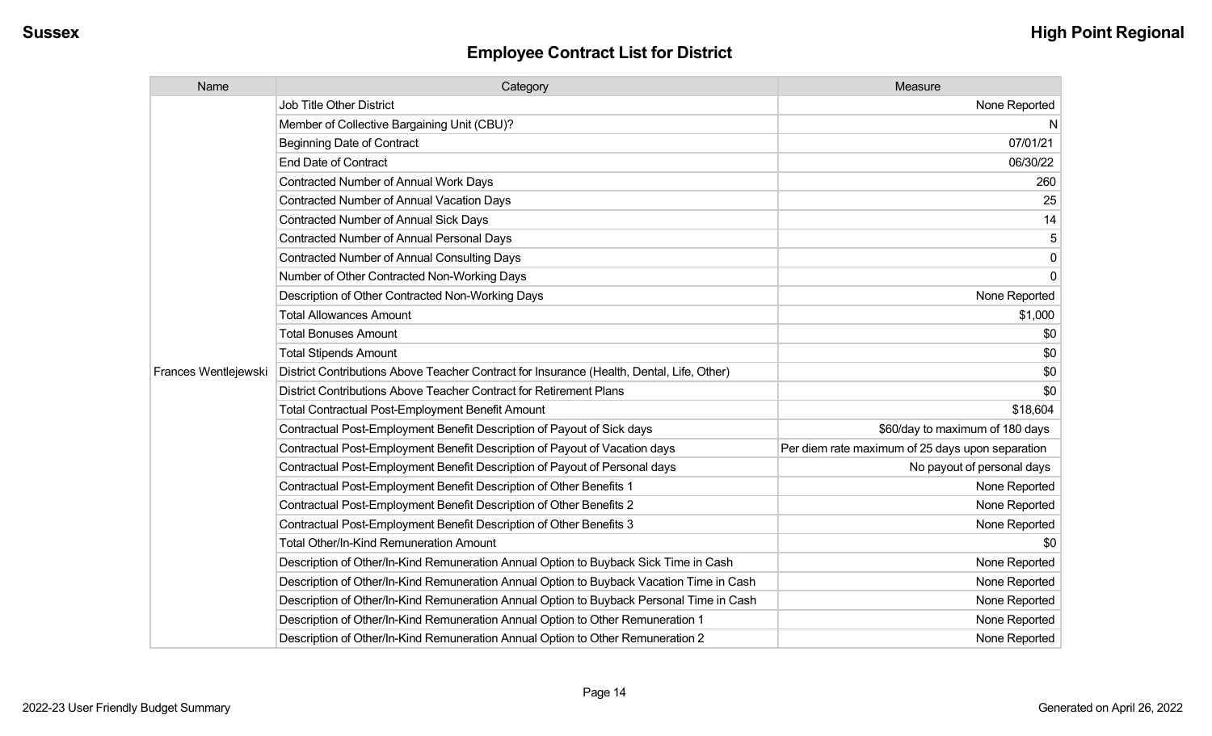## Employee Contract List for District

| Name | Category | Measure |
|---|---|---|
| Frances Wentlejewski | Job Title Other District | None Reported |
| | Member of Collective Bargaining Unit (CBU)? | N |
| | Beginning Date of Contract | 07/01/21 |
| | End Date of Contract | 06/30/22 |
| | Contracted Number of Annual Work Days | 260 |
| | Contracted Number of Annual Vacation Days | 25 |
| | Contracted Number of Annual Sick Days | 14 |
| | Contracted Number of Annual Personal Days | 5 |
| | Contracted Number of Annual Consulting Days | 0 |
| | Number of Other Contracted Non-Working Days | 0 |
| | Description of Other Contracted Non-Working Days | None Reported |
| | Total Allowances Amount | $1,000 |
| | Total Bonuses Amount | $0 |
| | Total Stipends Amount | $0 |
| | District Contributions Above Teacher Contract for Insurance (Health, Dental, Life, Other) | $0 |
| | District Contributions Above Teacher Contract for Retirement Plans | $0 |
| | Total Contractual Post-Employment Benefit Amount | $18,604 |
| | Contractual Post-Employment Benefit Description of Payout of Sick days | $60/day to maximum of 180 days |
| | Contractual Post-Employment Benefit Description of Payout of Vacation days | Per diem rate maximum of 25 days upon separation |
| | Contractual Post-Employment Benefit Description of Payout of Personal days | No payout of personal days |
| | Contractual Post-Employment Benefit Description of Other Benefits 1 | None Reported |
| | Contractual Post-Employment Benefit Description of Other Benefits 2 | None Reported |
| | Contractual Post-Employment Benefit Description of Other Benefits 3 | None Reported |
| | Total Other/In-Kind Remuneration Amount | $0 |
| | Description of Other/In-Kind Remuneration Annual Option to Buyback Sick Time in Cash | None Reported |
| | Description of Other/In-Kind Remuneration Annual Option to Buyback Vacation Time in Cash | None Reported |
| | Description of Other/In-Kind Remuneration Annual Option to Buyback Personal Time in Cash | None Reported |
| | Description of Other/In-Kind Remuneration Annual Option to Other Remuneration 1 | None Reported |
| | Description of Other/In-Kind Remuneration Annual Option to Other Remuneration 2 | None Reported |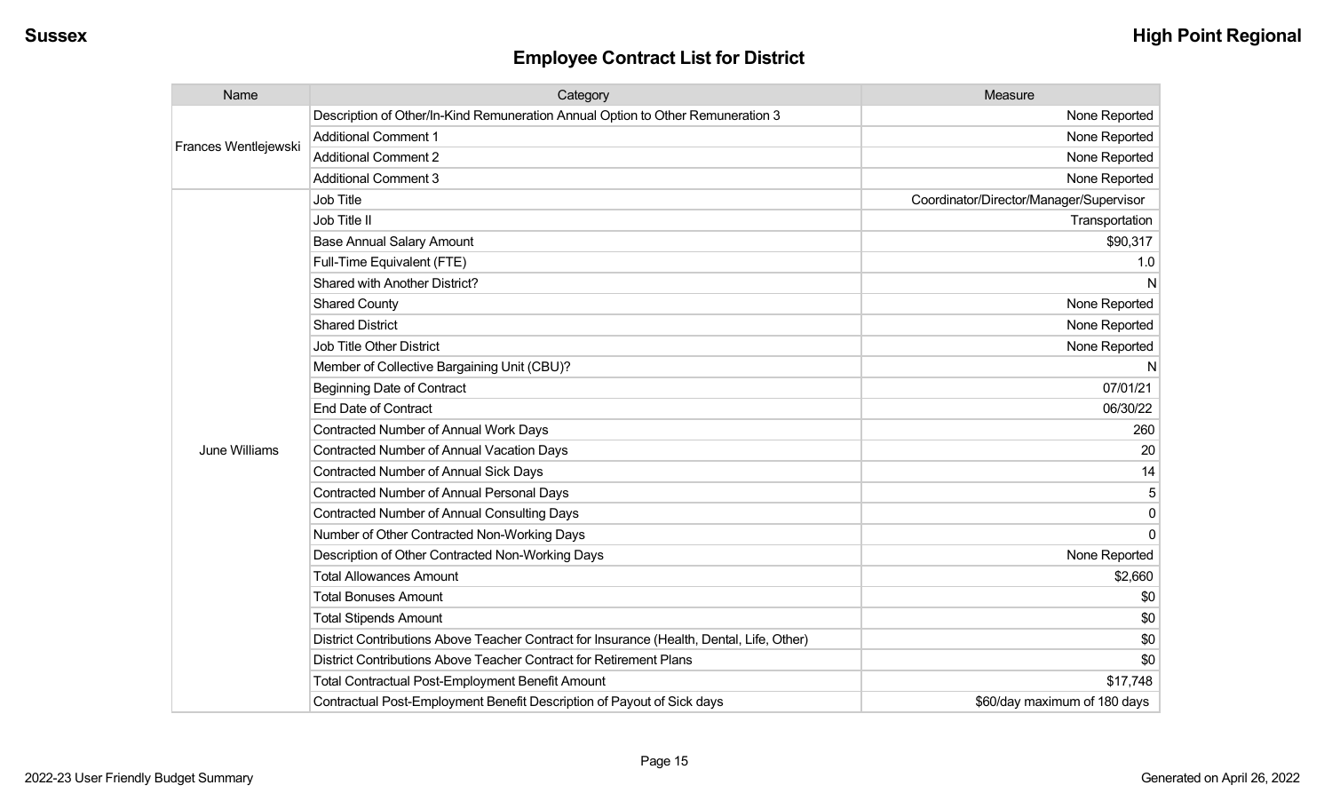## Employee Contract List for District

| Name | Category | Measure |
|---|---|---|
| Frances Wentlejewski | Description of Other/In-Kind Remuneration Annual Option to Other Remuneration 3 | None Reported |
| | Additional Comment 1 | None Reported |
| | Additional Comment 2 | None Reported |
| | Additional Comment 3 | None Reported |
| June Williams | Job Title | Coordinator/Director/Manager/Supervisor |
| | Job Title II | Transportation |
| | Base Annual Salary Amount | $90,317 |
| | Full-Time Equivalent (FTE) | 1.0 |
| | Shared with Another District? | N |
| | Shared County | None Reported |
| | Shared District | None Reported |
| | Job Title Other District | None Reported |
| | Member of Collective Bargaining Unit (CBU)? | N |
| | Beginning Date of Contract | 07/01/21 |
| | End Date of Contract | 06/30/22 |
| | Contracted Number of Annual Work Days | 260 |
| | Contracted Number of Annual Vacation Days | 20 |
| | Contracted Number of Annual Sick Days | 14 |
| | Contracted Number of Annual Personal Days | 5 |
| | Contracted Number of Annual Consulting Days | 0 |
| | Number of Other Contracted Non-Working Days | 0 |
| | Description of Other Contracted Non-Working Days | None Reported |
| | Total Allowances Amount | $2,660 |
| | Total Bonuses Amount | $0 |
| | Total Stipends Amount | $0 |
| | District Contributions Above Teacher Contract for Insurance (Health, Dental, Life, Other) | $0 |
| | District Contributions Above Teacher Contract for Retirement Plans | $0 |
| | Total Contractual Post-Employment Benefit Amount | $17,748 |
| | Contractual Post-Employment Benefit Description of Payout of Sick days | $60/day maximum of 180 days |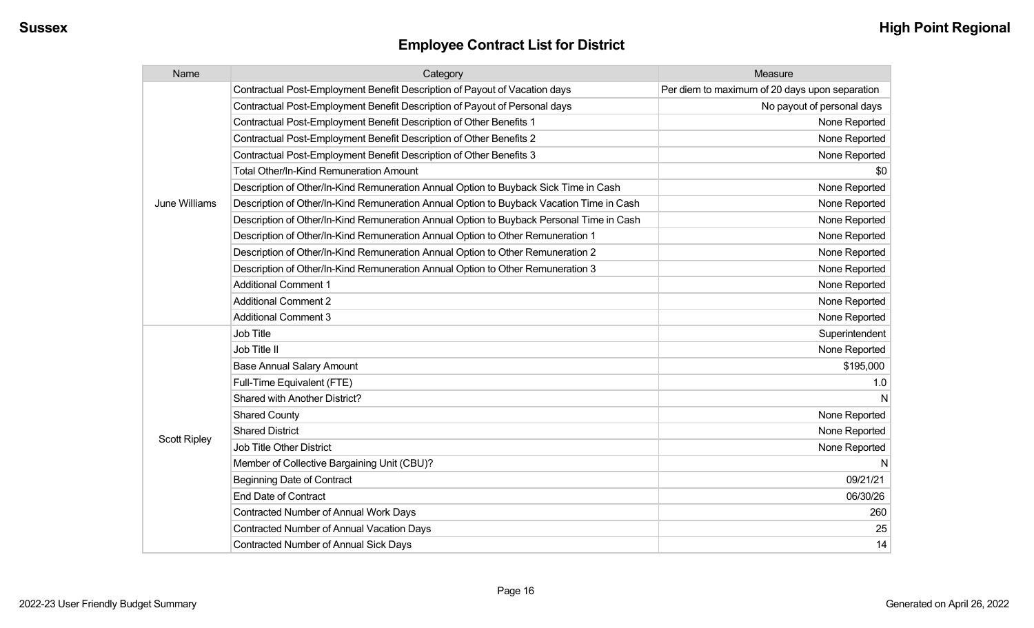## Employee Contract List for District

| Name | Category | Measure |
|---|---|---|
| June Williams | Contractual Post-Employment Benefit Description of Payout of Vacation days | Per diem to maximum of 20 days upon separation |
| | Contractual Post-Employment Benefit Description of Payout of Personal days | No payout of personal days |
| | Contractual Post-Employment Benefit Description of Other Benefits 1 | None Reported |
| | Contractual Post-Employment Benefit Description of Other Benefits 2 | None Reported |
| | Contractual Post-Employment Benefit Description of Other Benefits 3 | None Reported |
| | Total Other/In-Kind Remuneration Amount | $0 |
| | Description of Other/In-Kind Remuneration Annual Option to Buyback Sick Time in Cash | None Reported |
| | Description of Other/In-Kind Remuneration Annual Option to Buyback Vacation Time in Cash | None Reported |
| | Description of Other/In-Kind Remuneration Annual Option to Buyback Personal Time in Cash | None Reported |
| | Description of Other/In-Kind Remuneration Annual Option to Other Remuneration 1 | None Reported |
| | Description of Other/In-Kind Remuneration Annual Option to Other Remuneration 2 | None Reported |
| | Description of Other/In-Kind Remuneration Annual Option to Other Remuneration 3 | None Reported |
| | Additional Comment 1 | None Reported |
| | Additional Comment 2 | None Reported |
| | Additional Comment 3 | None Reported |
| Scott Ripley | Job Title | Superintendent |
| | Job Title II | None Reported |
| | Base Annual Salary Amount | $195,000 |
| | Full-Time Equivalent (FTE) | 1.0 |
| | Shared with Another District? | N |
| | Shared County | None Reported |
| | Shared District | None Reported |
| | Job Title Other District | None Reported |
| | Member of Collective Bargaining Unit (CBU)? | N |
| | Beginning Date of Contract | 09/21/21 |
| | End Date of Contract | 06/30/26 |
| | Contracted Number of Annual Work Days | 260 |
| | Contracted Number of Annual Vacation Days | 25 |
| | Contracted Number of Annual Sick Days | 14 |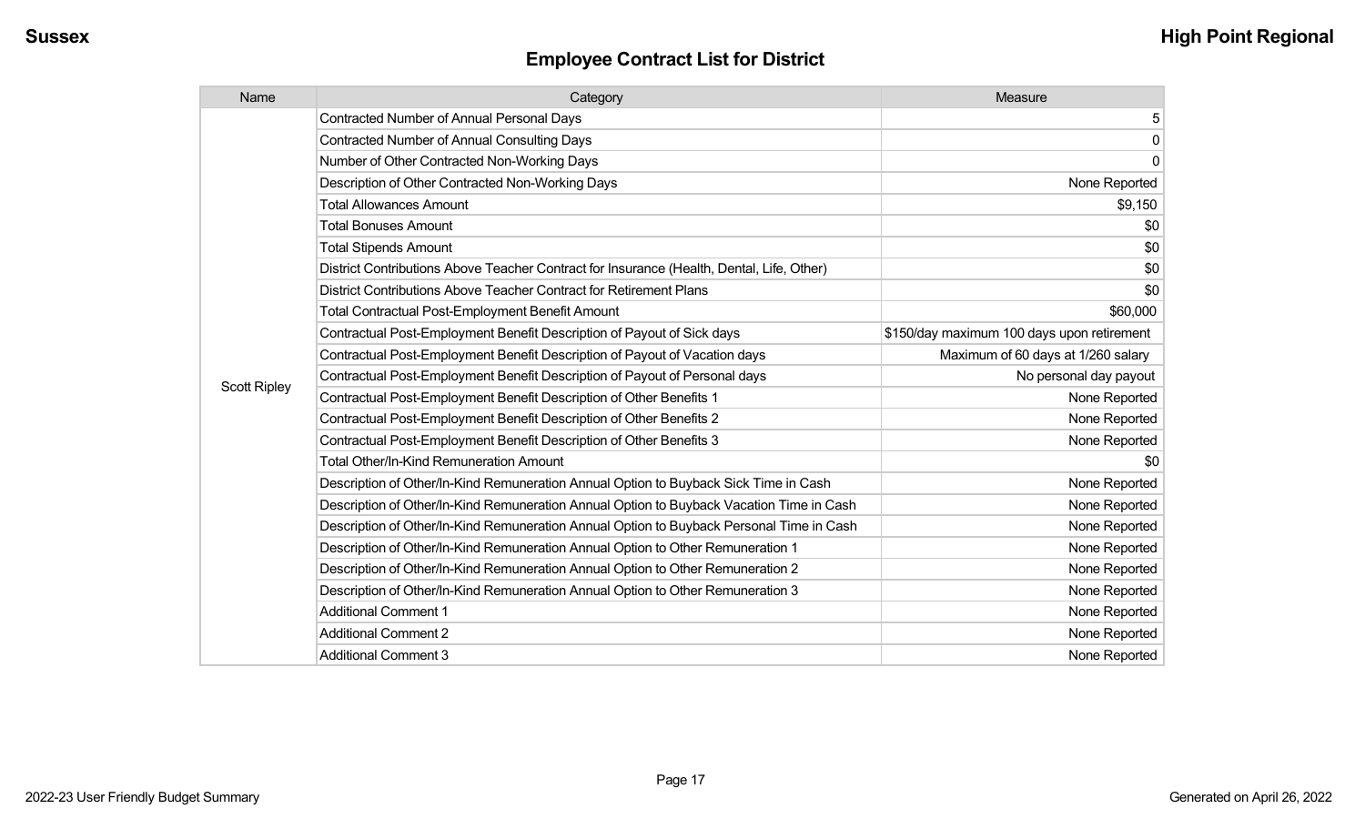## Employee Contract List for District

| Name | Category | Measure |
|---|---|---|
| Scott Ripley | Contracted Number of Annual Personal Days | 5 |
| | Contracted Number of Annual Consulting Days | 0 |
| | Number of Other Contracted Non-Working Days | 0 |
| | Description of Other Contracted Non-Working Days | None Reported |
| | Total Allowances Amount | $9,150 |
| | Total Bonuses Amount | $0 |
| | Total Stipends Amount | $0 |
| | District Contributions Above Teacher Contract for Insurance (Health, Dental, Life, Other) | $0 |
| | District Contributions Above Teacher Contract for Retirement Plans | $0 |
| | Total Contractual Post-Employment Benefit Amount | $60,000 |
| | Contractual Post-Employment Benefit Description of Payout of Sick days | $150/day maximum 100 days upon retirement |
| | Contractual Post-Employment Benefit Description of Payout of Vacation days | Maximum of 60 days at 1/260 salary |
| | Contractual Post-Employment Benefit Description of Payout of Personal days | No personal day payout |
| | Contractual Post-Employment Benefit Description of Other Benefits 1 | None Reported |
| | Contractual Post-Employment Benefit Description of Other Benefits 2 | None Reported |
| | Contractual Post-Employment Benefit Description of Other Benefits 3 | None Reported |
| | Total Other/In-Kind Remuneration Amount | $0 |
| | Description of Other/In-Kind Remuneration Annual Option to Buyback Sick Time in Cash | None Reported |
| | Description of Other/In-Kind Remuneration Annual Option to Buyback Vacation Time in Cash | None Reported |
| | Description of Other/In-Kind Remuneration Annual Option to Buyback Personal Time in Cash | None Reported |
| | Description of Other/In-Kind Remuneration Annual Option to Other Remuneration 1 | None Reported |
| | Description of Other/In-Kind Remuneration Annual Option to Other Remuneration 2 | None Reported |
| | Description of Other/In-Kind Remuneration Annual Option to Other Remuneration 3 | None Reported |
| | Additional Comment 1 | None Reported |
| | Additional Comment 2 | None Reported |
| | Additional Comment 3 | None Reported |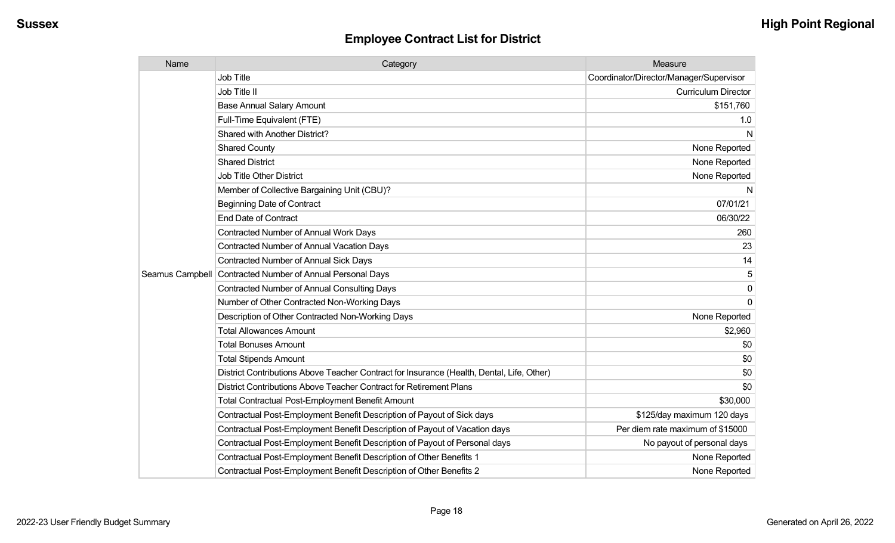## Employee Contract List for District

| Name | Category | Measure |
|---|---|---|
| Seamus Campbell | Job Title | Coordinator/Director/Manager/Supervisor |
| | Job Title II | Curriculum Director |
| | Base Annual Salary Amount | $151,760 |
| | Full-Time Equivalent (FTE) | 1.0 |
| | Shared with Another District? | N |
| | Shared County | None Reported |
| | Shared District | None Reported |
| | Job Title Other District | None Reported |
| | Member of Collective Bargaining Unit (CBU)? | N |
| | Beginning Date of Contract | 07/01/21 |
| | End Date of Contract | 06/30/22 |
| | Contracted Number of Annual Work Days | 260 |
| | Contracted Number of Annual Vacation Days | 23 |
| | Contracted Number of Annual Sick Days | 14 |
| | Contracted Number of Annual Personal Days | 5 |
| | Contracted Number of Annual Consulting Days | 0 |
| | Number of Other Contracted Non-Working Days | 0 |
| | Description of Other Contracted Non-Working Days | None Reported |
| | Total Allowances Amount | $2,960 |
| | Total Bonuses Amount | $0 |
| | Total Stipends Amount | $0 |
| | District Contributions Above Teacher Contract for Insurance (Health, Dental, Life, Other) | $0 |
| | District Contributions Above Teacher Contract for Retirement Plans | $0 |
| | Total Contractual Post-Employment Benefit Amount | $30,000 |
| | Contractual Post-Employment Benefit Description of Payout of Sick days | $125/day maximum 120 days |
| | Contractual Post-Employment Benefit Description of Payout of Vacation days | Per diem rate maximum of $15000 |
| | Contractual Post-Employment Benefit Description of Payout of Personal days | No payout of personal days |
| | Contractual Post-Employment Benefit Description of Other Benefits 1 | None Reported |
| | Contractual Post-Employment Benefit Description of Other Benefits 2 | None Reported |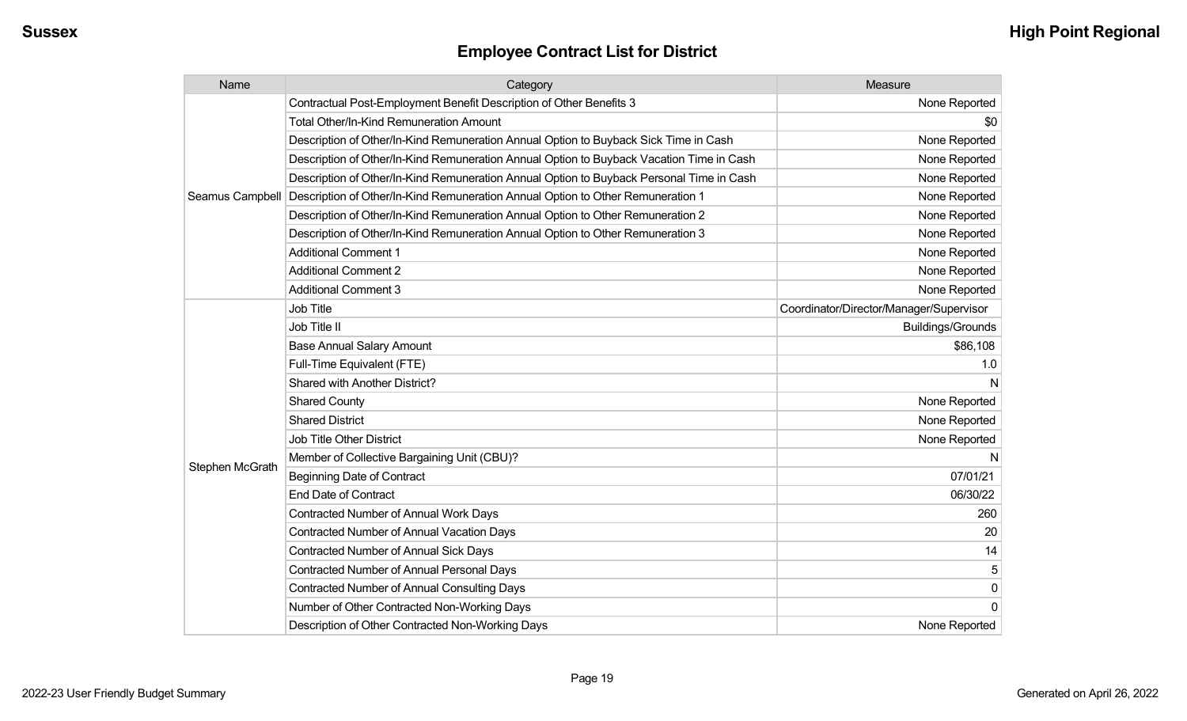## Employee Contract List for District

| Name | Category | Measure |
|---|---|---|
| Seamus Campbell | Contractual Post-Employment Benefit Description of Other Benefits 3 | None Reported |
| | Total Other/In-Kind Remuneration Amount | $0 |
| | Description of Other/In-Kind Remuneration Annual Option to Buyback Sick Time in Cash | None Reported |
| | Description of Other/In-Kind Remuneration Annual Option to Buyback Vacation Time in Cash | None Reported |
| | Description of Other/In-Kind Remuneration Annual Option to Buyback Personal Time in Cash | None Reported |
| | Description of Other/In-Kind Remuneration Annual Option to Other Remuneration 1 | None Reported |
| | Description of Other/In-Kind Remuneration Annual Option to Other Remuneration 2 | None Reported |
| | Description of Other/In-Kind Remuneration Annual Option to Other Remuneration 3 | None Reported |
| | Additional Comment 1 | None Reported |
| | Additional Comment 2 | None Reported |
| | Additional Comment 3 | None Reported |
| Stephen McGrath | Job Title | Coordinator/Director/Manager/Supervisor |
| | Job Title II | Buildings/Grounds |
| | Base Annual Salary Amount | $86,108 |
| | Full-Time Equivalent (FTE) | 1.0 |
| | Shared with Another District? | N |
| | Shared County | None Reported |
| | Shared District | None Reported |
| | Job Title Other District | None Reported |
| | Member of Collective Bargaining Unit (CBU)? | N |
| | Beginning Date of Contract | 07/01/21 |
| | End Date of Contract | 06/30/22 |
| | Contracted Number of Annual Work Days | 260 |
| | Contracted Number of Annual Vacation Days | 20 |
| | Contracted Number of Annual Sick Days | 14 |
| | Contracted Number of Annual Personal Days | 5 |
| | Contracted Number of Annual Consulting Days | 0 |
| | Number of Other Contracted Non-Working Days | 0 |
| | Description of Other Contracted Non-Working Days | None Reported |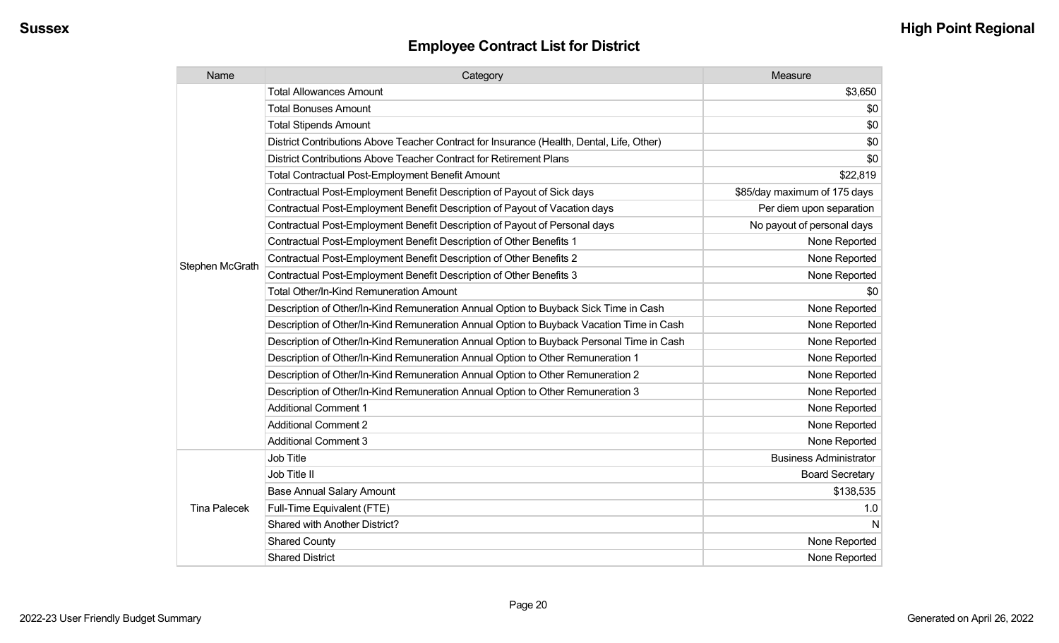## Employee Contract List for District

| Name | Category | Measure |
|---|---|---|
| Stephen McGrath | Total Allowances Amount | $3,650 |
| | Total Bonuses Amount | $0 |
| | Total Stipends Amount | $0 |
| | District Contributions Above Teacher Contract for Insurance (Health, Dental, Life, Other) | $0 |
| | District Contributions Above Teacher Contract for Retirement Plans | $0 |
| | Total Contractual Post-Employment Benefit Amount | $22,819 |
| | Contractual Post-Employment Benefit Description of Payout of Sick days | $85/day maximum of 175 days |
| | Contractual Post-Employment Benefit Description of Payout of Vacation days | Per diem upon separation |
| | Contractual Post-Employment Benefit Description of Payout of Personal days | No payout of personal days |
| | Contractual Post-Employment Benefit Description of Other Benefits 1 | None Reported |
| | Contractual Post-Employment Benefit Description of Other Benefits 2 | None Reported |
| | Contractual Post-Employment Benefit Description of Other Benefits 3 | None Reported |
| | Total Other/In-Kind Remuneration Amount | $0 |
| | Description of Other/In-Kind Remuneration Annual Option to Buyback Sick Time in Cash | None Reported |
| | Description of Other/In-Kind Remuneration Annual Option to Buyback Vacation Time in Cash | None Reported |
| | Description of Other/In-Kind Remuneration Annual Option to Buyback Personal Time in Cash | None Reported |
| | Description of Other/In-Kind Remuneration Annual Option to Other Remuneration 1 | None Reported |
| | Description of Other/In-Kind Remuneration Annual Option to Other Remuneration 2 | None Reported |
| | Description of Other/In-Kind Remuneration Annual Option to Other Remuneration 3 | None Reported |
| | Additional Comment 1 | None Reported |
| | Additional Comment 2 | None Reported |
| | Additional Comment 3 | None Reported |
| Tina Palecek | Job Title | Business Administrator |
| | Job Title II | Board Secretary |
| | Base Annual Salary Amount | $138,535 |
| | Full-Time Equivalent (FTE) | 1.0 |
| | Shared with Another District? | N |
| | Shared County | None Reported |
| | Shared District | None Reported |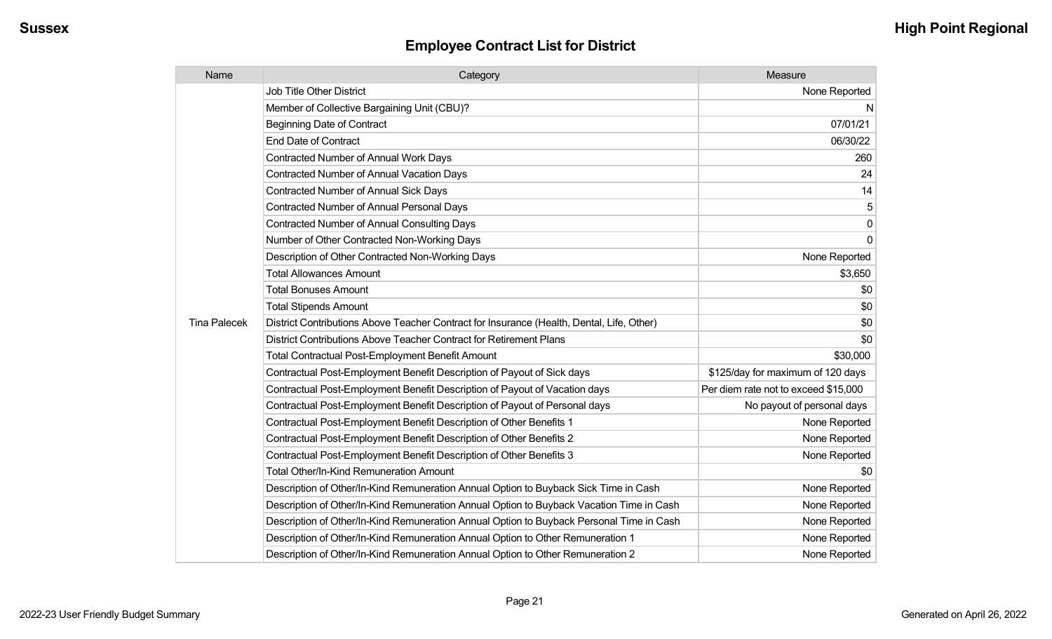## Employee Contract List for District

| Name | Category | Measure |
|---|---|---|
| Tina Palecek | Job Title Other District | None Reported |
| | Member of Collective Bargaining Unit (CBU)? | N |
| | Beginning Date of Contract | 07/01/21 |
| | End Date of Contract | 06/30/22 |
| | Contracted Number of Annual Work Days | 260 |
| | Contracted Number of Annual Vacation Days | 24 |
| | Contracted Number of Annual Sick Days | 14 |
| | Contracted Number of Annual Personal Days | 5 |
| | Contracted Number of Annual Consulting Days | 0 |
| | Number of Other Contracted Non-Working Days | 0 |
| | Description of Other Contracted Non-Working Days | None Reported |
| | Total Allowances Amount | $3,650 |
| | Total Bonuses Amount | $0 |
| | Total Stipends Amount | $0 |
| | District Contributions Above Teacher Contract for Insurance (Health, Dental, Life, Other) | $0 |
| | District Contributions Above Teacher Contract for Retirement Plans | $0 |
| | Total Contractual Post-Employment Benefit Amount | $30,000 |
| | Contractual Post-Employment Benefit Description of Payout of Sick days | $125/day for maximum of 120 days |
| | Contractual Post-Employment Benefit Description of Payout of Vacation days | Per diem rate not to exceed $15,000 |
| | Contractual Post-Employment Benefit Description of Payout of Personal days | No payout of personal days |
| | Contractual Post-Employment Benefit Description of Other Benefits 1 | None Reported |
| | Contractual Post-Employment Benefit Description of Other Benefits 2 | None Reported |
| | Contractual Post-Employment Benefit Description of Other Benefits 3 | None Reported |
| | Total Other/In-Kind Remuneration Amount | $0 |
| | Description of Other/In-Kind Remuneration Annual Option to Buyback Sick Time in Cash | None Reported |
| | Description of Other/In-Kind Remuneration Annual Option to Buyback Vacation Time in Cash | None Reported |
| | Description of Other/In-Kind Remuneration Annual Option to Buyback Personal Time in Cash | None Reported |
| | Description of Other/In-Kind Remuneration Annual Option to Other Remuneration 1 | None Reported |
| | Description of Other/In-Kind Remuneration Annual Option to Other Remuneration 2 | None Reported |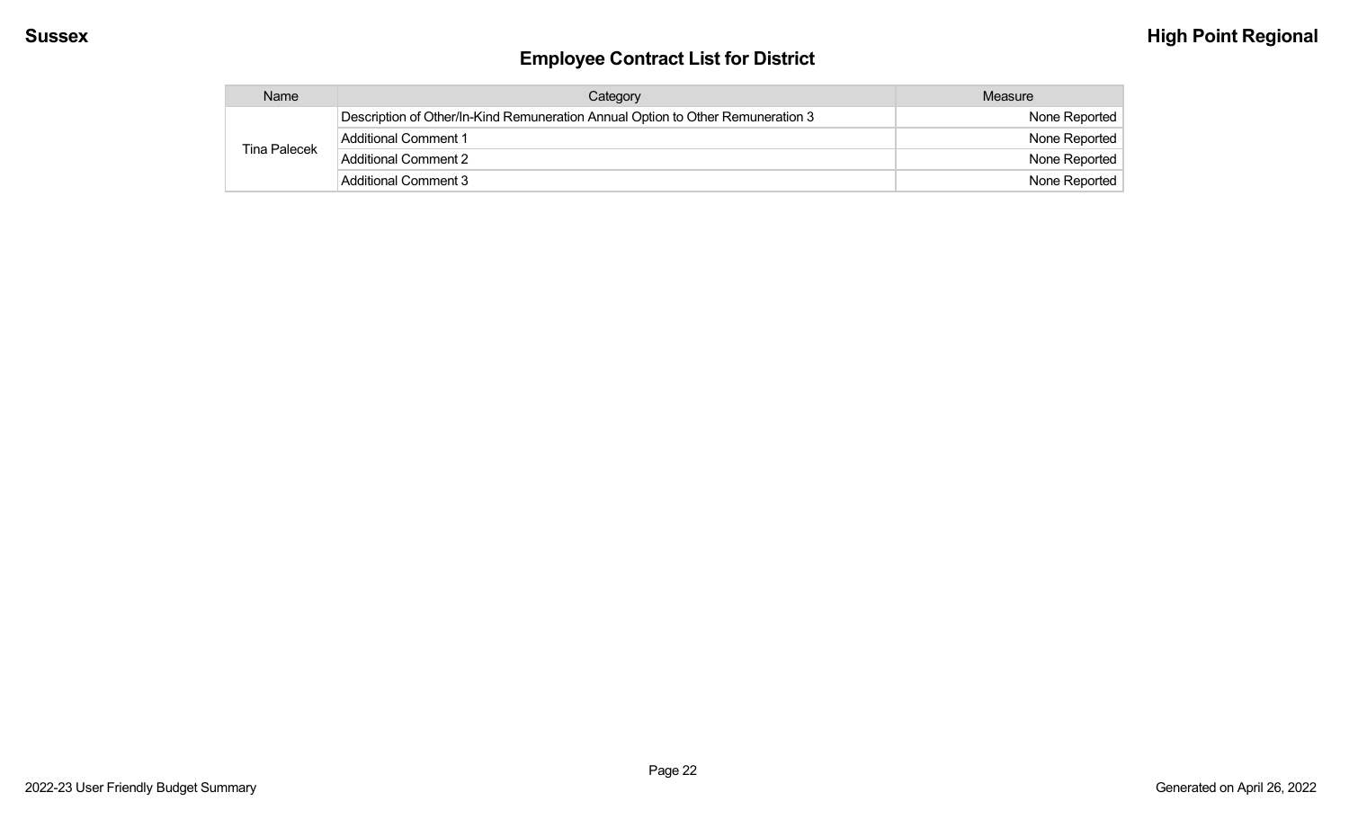## Employee Contract List for District

| Name | Category | Measure |
|---|---|---|
| Tina Palecek | Description of Other/In-Kind Remuneration Annual Option to Other Remuneration 3 | None Reported |
| | Additional Comment 1 | None Reported |
| | Additional Comment 2 | None Reported |
| | Additional Comment 3 | None Reported |